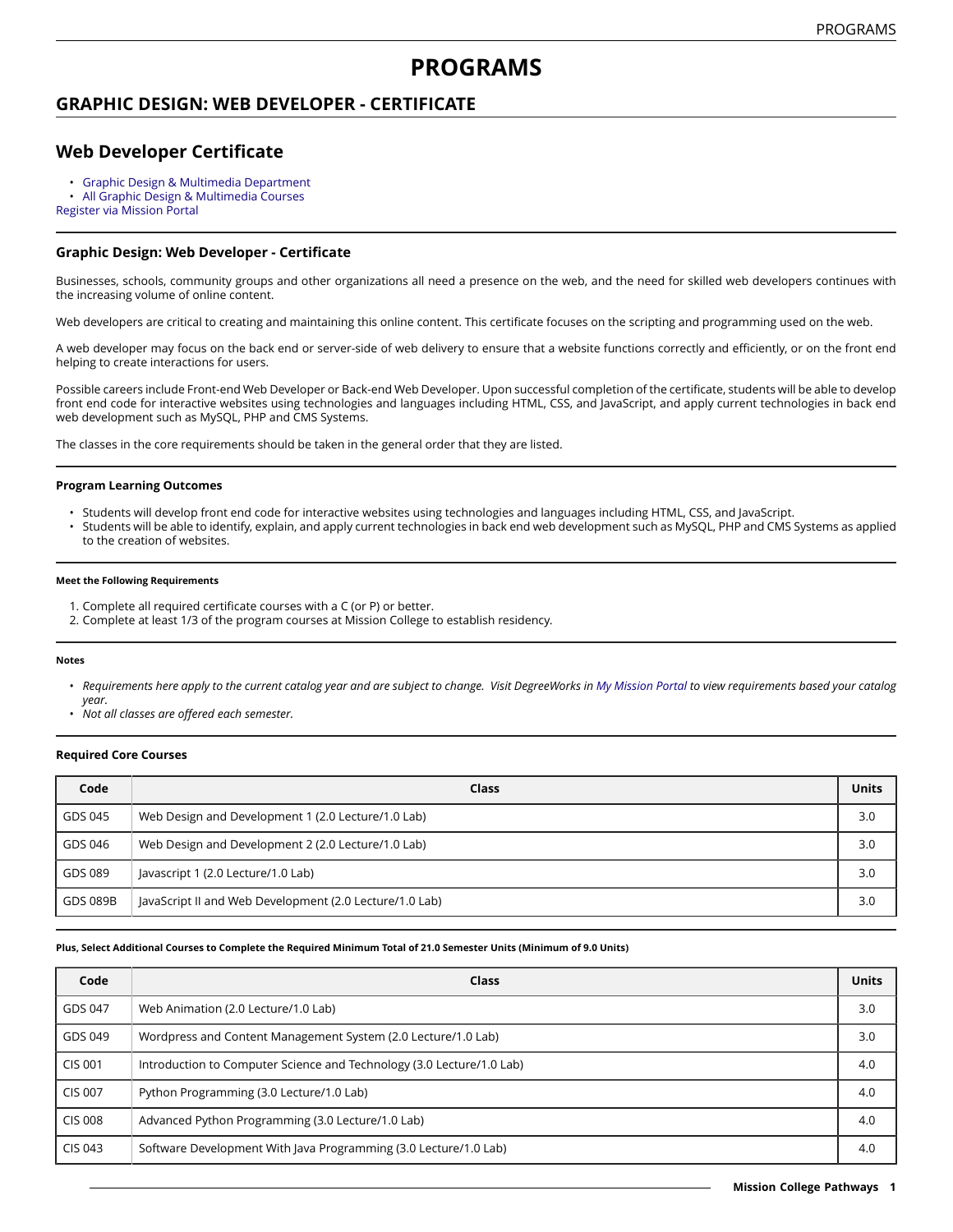# PROGRAMS

## GRAPHIC DESIGN: WEB DEVELOPER - CERTIFICATE

## Web Developer Certificate

- Graphic Design & Multimedia Department
- All Graphic Design & Multimedia Courses

Register via Mission Portal

### Graphic Design: Web Developer - Certificate

Businesses, schools, community groups and other organizations all need a presence on the web, and the need for skilled web developers continues with the increasing volume of online content.

Web developers are critical to creating and maintaining this online content. This certificate focuses on the scripting and programming used on the web.

A web developer may focus on the back end or server-side of web delivery to ensure that a website functions correctly and efficiently, or on the front end helping to create interactions for users.

Possible careers include Front-end Web Developer or Back-end Web Developer. Upon successful completion of the certificate, students will be able to develop front end code for interactive websites using technologies and languages including HTML, CSS, and JavaScript, and apply current technologies in back end web development such as MySQL, PHP and CMS Systems.

The classes in the core requirements should be taken in the general order that they are listed.

#### Program Learning Outcomes

- Students will develop front end code for interactive websites using technologies and languages including HTML, CSS, and JavaScript.
- Students will be able to identify, explain, and apply current technologies in back end web development such as MySQL, PHP and CMS Systems as applied to the creation of websites.

##### Meet the Following Requirements

1. Complete all required certificate courses with a C (or P) or better.
2. Complete at least 1/3 of the program courses at Mission College to establish residency.

##### Notes

- *Requirements here apply to the current catalog year and are subject to change. Visit DegreeWorks in My Mission Portal to view requirements based your catalog year.*
- *Not all classes are offered each semester.*

#### Required Core Courses

| Code | Class | Units |
|---|---|---|
| GDS 045 | Web Design and Development 1 (2.0 Lecture/1.0 Lab) | 3.0 |
| GDS 046 | Web Design and Development 2 (2.0 Lecture/1.0 Lab) | 3.0 |
| GDS 089 | Javascript 1 (2.0 Lecture/1.0 Lab) | 3.0 |
| GDS 089B | JavaScript II and Web Development (2.0 Lecture/1.0 Lab) | 3.0 |

##### Plus, Select Additional Courses to Complete the Required Minimum Total of 21.0 Semester Units (Minimum of 9.0 Units)

| Code | Class | Units |
|---|---|---|
| GDS 047 | Web Animation (2.0 Lecture/1.0 Lab) | 3.0 |
| GDS 049 | Wordpress and Content Management System (2.0 Lecture/1.0 Lab) | 3.0 |
| CIS 001 | Introduction to Computer Science and Technology (3.0 Lecture/1.0 Lab) | 4.0 |
| CIS 007 | Python Programming (3.0 Lecture/1.0 Lab) | 4.0 |
| CIS 008 | Advanced Python Programming (3.0 Lecture/1.0 Lab) | 4.0 |
| CIS 043 | Software Development With Java Programming (3.0 Lecture/1.0 Lab) | 4.0 |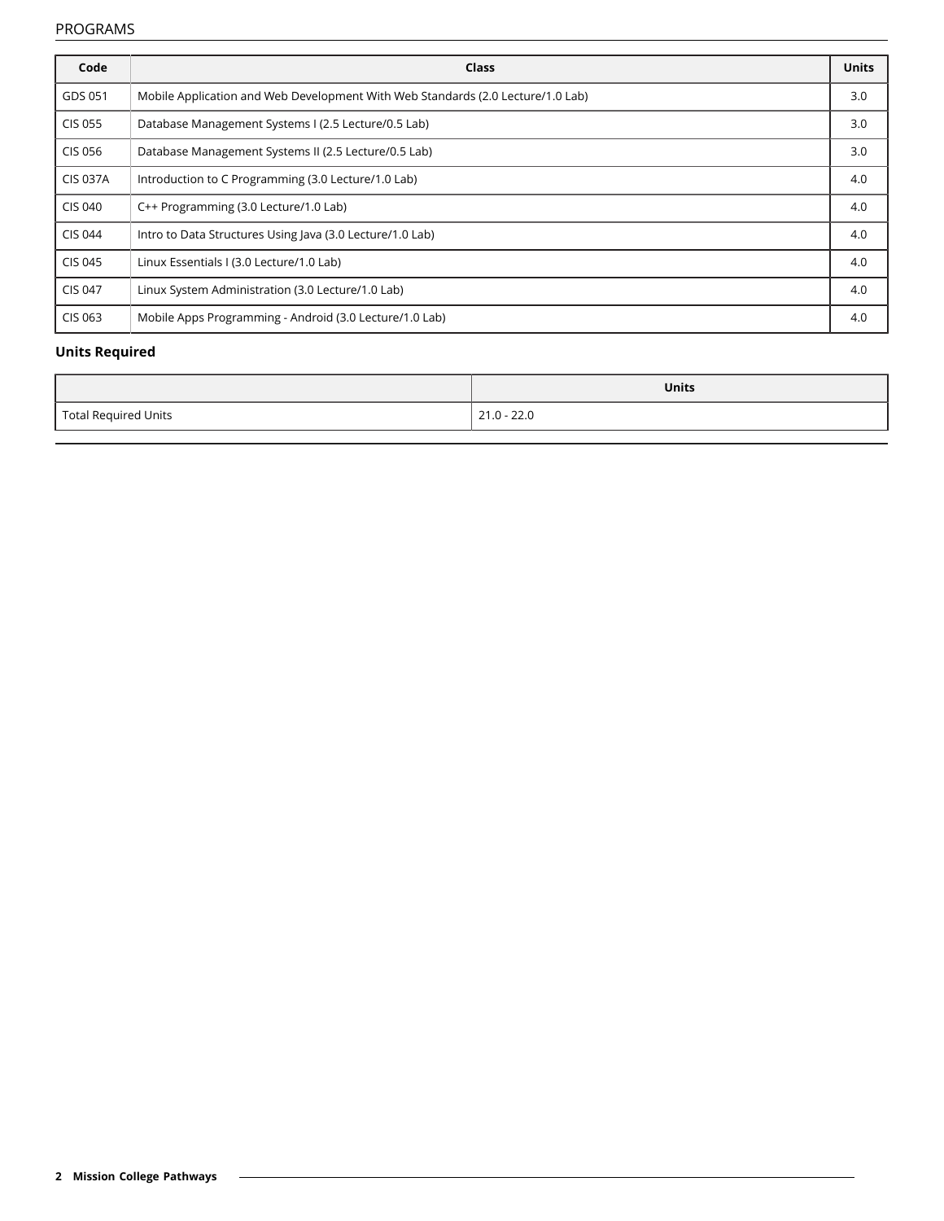| Code | Class | Units |
|---|---|---|
| GDS 051 | Mobile Application and Web Development With Web Standards (2.0 Lecture/1.0 Lab) | 3.0 |
| CIS 055 | Database Management Systems I (2.5 Lecture/0.5 Lab) | 3.0 |
| CIS 056 | Database Management Systems II (2.5 Lecture/0.5 Lab) | 3.0 |
| CIS 037A | Introduction to C Programming (3.0 Lecture/1.0 Lab) | 4.0 |
| CIS 040 | C++ Programming (3.0 Lecture/1.0 Lab) | 4.0 |
| CIS 044 | Intro to Data Structures Using Java (3.0 Lecture/1.0 Lab) | 4.0 |
| CIS 045 | Linux Essentials I (3.0 Lecture/1.0 Lab) | 4.0 |
| CIS 047 | Linux System Administration (3.0 Lecture/1.0 Lab) | 4.0 |
| CIS 063 | Mobile Apps Programming - Android (3.0 Lecture/1.0 Lab) | 4.0 |

### Units Required

| | Units |
|---|---|
| Total Required Units | 21.0 - 22.0 |